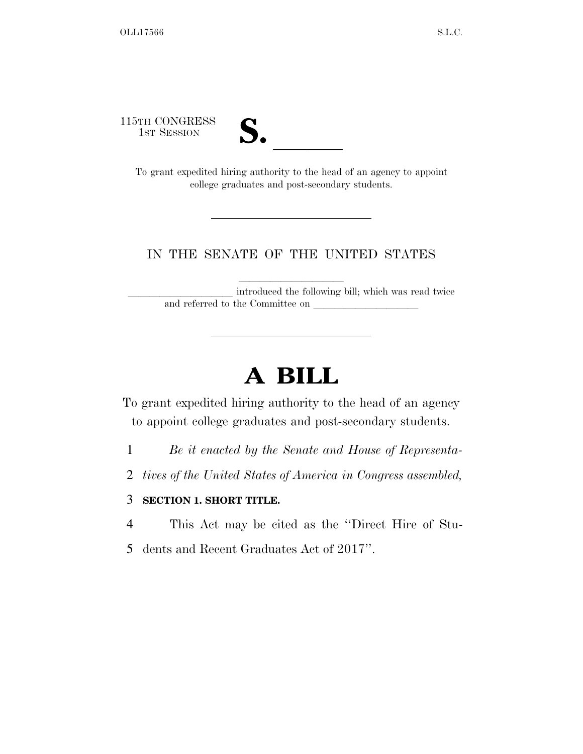115TH CONGRESS
1ST SESSION

# S. ______

To grant expedited hiring authority to the head of an agency to appoint college graduates and post-secondary students.

---

IN THE SENATE OF THE UNITED STATES

______________________

______________________ introduced the following bill; which was read twice and referred to the Committee on ______________________

---

# A BILL

To grant expedited hiring authority to the head of an agency to appoint college graduates and post-secondary students.

1 *Be it enacted by the Senate and House of Representa-*
2 *tives of the United States of America in Congress assembled,*

3 **SECTION 1. SHORT TITLE.**

4 This Act may be cited as the ''Direct Hire of Stu-
5 dents and Recent Graduates Act of 2017''.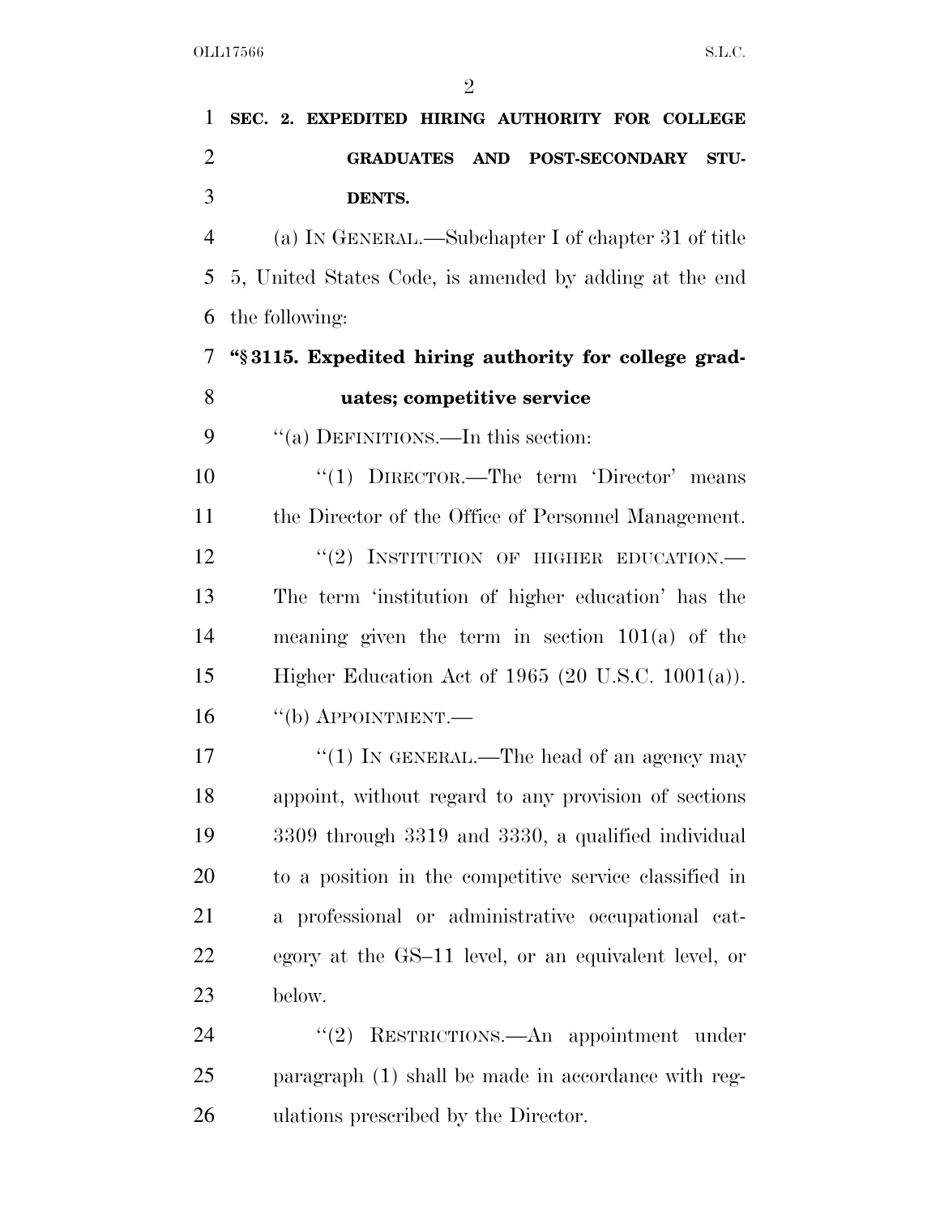**SEC. 2. EXPEDITED HIRING AUTHORITY FOR COLLEGE GRADUATES AND POST-SECONDARY STUDENTS.**

(a) IN GENERAL.—Subchapter I of chapter 31 of title 5, United States Code, is amended by adding at the end the following:

**"§ 3115. Expedited hiring authority for college graduates; competitive service**

"(a) DEFINITIONS.—In this section:

"(1) DIRECTOR.—The term 'Director' means the Director of the Office of Personnel Management.

"(2) INSTITUTION OF HIGHER EDUCATION.—The term 'institution of higher education' has the meaning given the term in section 101(a) of the Higher Education Act of 1965 (20 U.S.C. 1001(a)).

"(b) APPOINTMENT.—

"(1) IN GENERAL.—The head of an agency may appoint, without regard to any provision of sections 3309 through 3319 and 3330, a qualified individual to a position in the competitive service classified in a professional or administrative occupational category at the GS–11 level, or an equivalent level, or below.

"(2) RESTRICTIONS.—An appointment under paragraph (1) shall be made in accordance with regulations prescribed by the Director.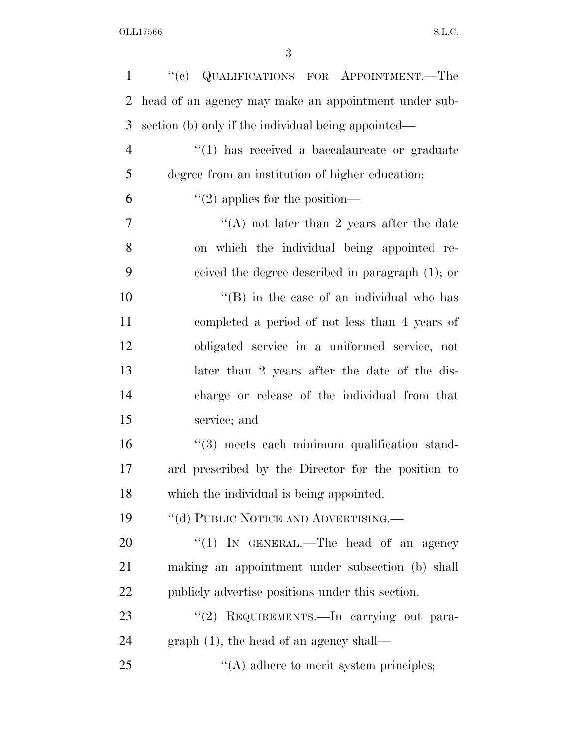"(c) QUALIFICATIONS FOR APPOINTMENT.—The head of an agency may make an appointment under subsection (b) only if the individual being appointed—

"(1) has received a baccalaureate or graduate degree from an institution of higher education;

"(2) applies for the position—

"(A) not later than 2 years after the date on which the individual being appointed received the degree described in paragraph (1); or

"(B) in the case of an individual who has completed a period of not less than 4 years of obligated service in a uniformed service, not later than 2 years after the date of the discharge or release of the individual from that service; and

"(3) meets each minimum qualification standard prescribed by the Director for the position to which the individual is being appointed.

"(d) PUBLIC NOTICE AND ADVERTISING.—

"(1) IN GENERAL.—The head of an agency making an appointment under subsection (b) shall publicly advertise positions under this section.

"(2) REQUIREMENTS.—In carrying out paragraph (1), the head of an agency shall—

"(A) adhere to merit system principles;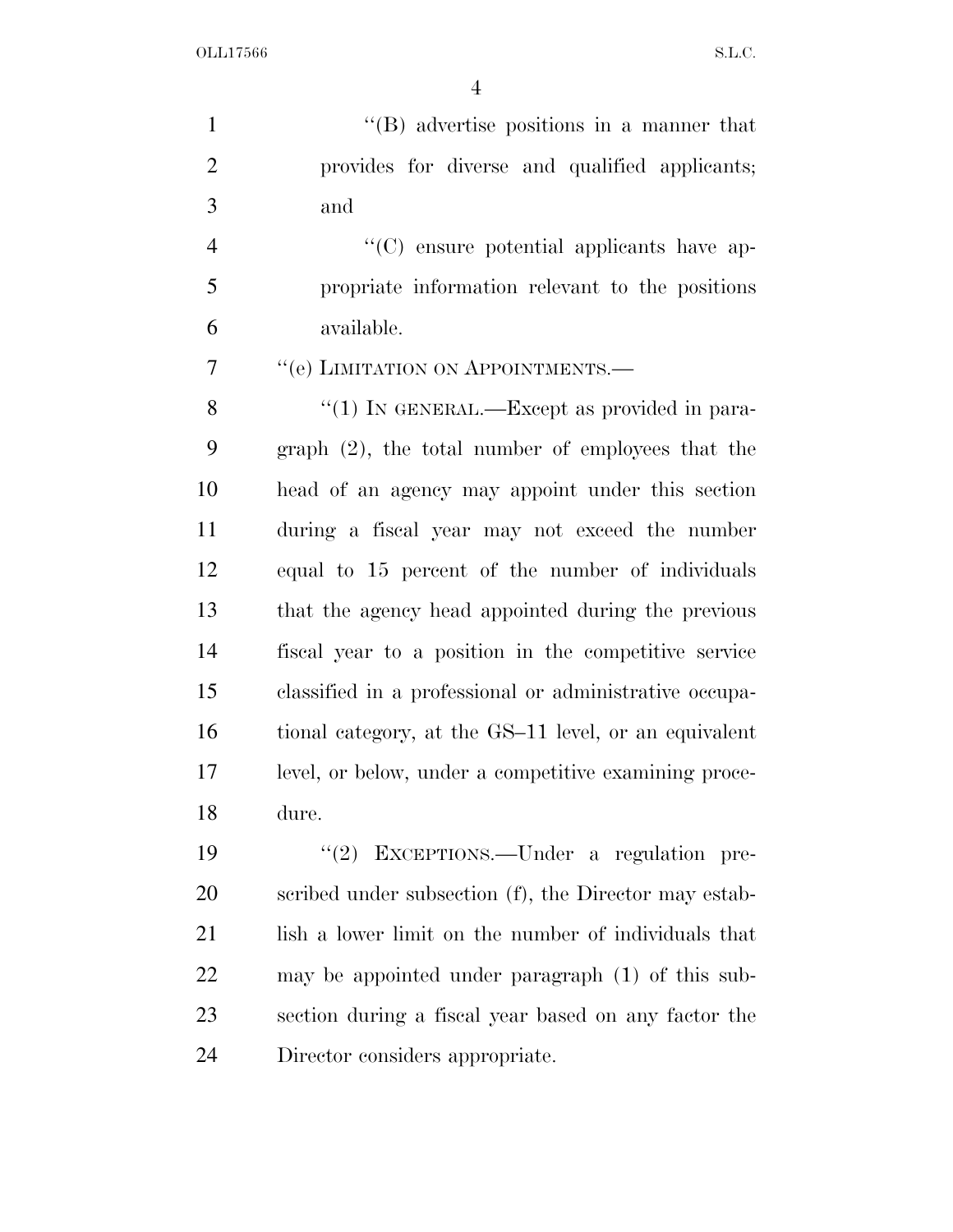''(B) advertise positions in a manner that provides for diverse and qualified applicants; and

''(C) ensure potential applicants have appropriate information relevant to the positions available.

''(e) LIMITATION ON APPOINTMENTS.—

''(1) IN GENERAL.—Except as provided in paragraph (2), the total number of employees that the head of an agency may appoint under this section during a fiscal year may not exceed the number equal to 15 percent of the number of individuals that the agency head appointed during the previous fiscal year to a position in the competitive service classified in a professional or administrative occupational category, at the GS–11 level, or an equivalent level, or below, under a competitive examining procedure.

''(2) EXCEPTIONS.—Under a regulation prescribed under subsection (f), the Director may establish a lower limit on the number of individuals that may be appointed under paragraph (1) of this subsection during a fiscal year based on any factor the Director considers appropriate.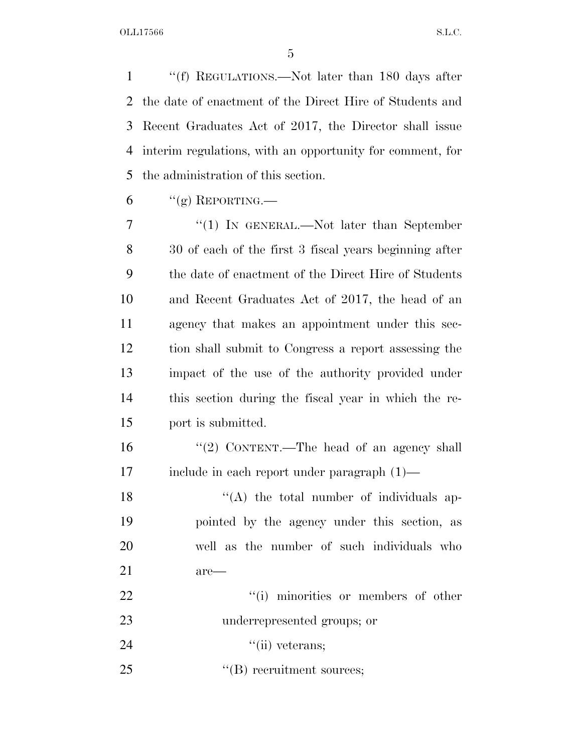''(f) REGULATIONS.—Not later than 180 days after the date of enactment of the Direct Hire of Students and Recent Graduates Act of 2017, the Director shall issue interim regulations, with an opportunity for comment, for the administration of this section.

''(g) REPORTING.—

''(1) IN GENERAL.—Not later than September 30 of each of the first 3 fiscal years beginning after the date of enactment of the Direct Hire of Students and Recent Graduates Act of 2017, the head of an agency that makes an appointment under this section shall submit to Congress a report assessing the impact of the use of the authority provided under this section during the fiscal year in which the report is submitted.

''(2) CONTENT.—The head of an agency shall include in each report under paragraph (1)—

''(A) the total number of individuals appointed by the agency under this section, as well as the number of such individuals who are—

''(i) minorities or members of other underrepresented groups; or

''(ii) veterans;

''(B) recruitment sources;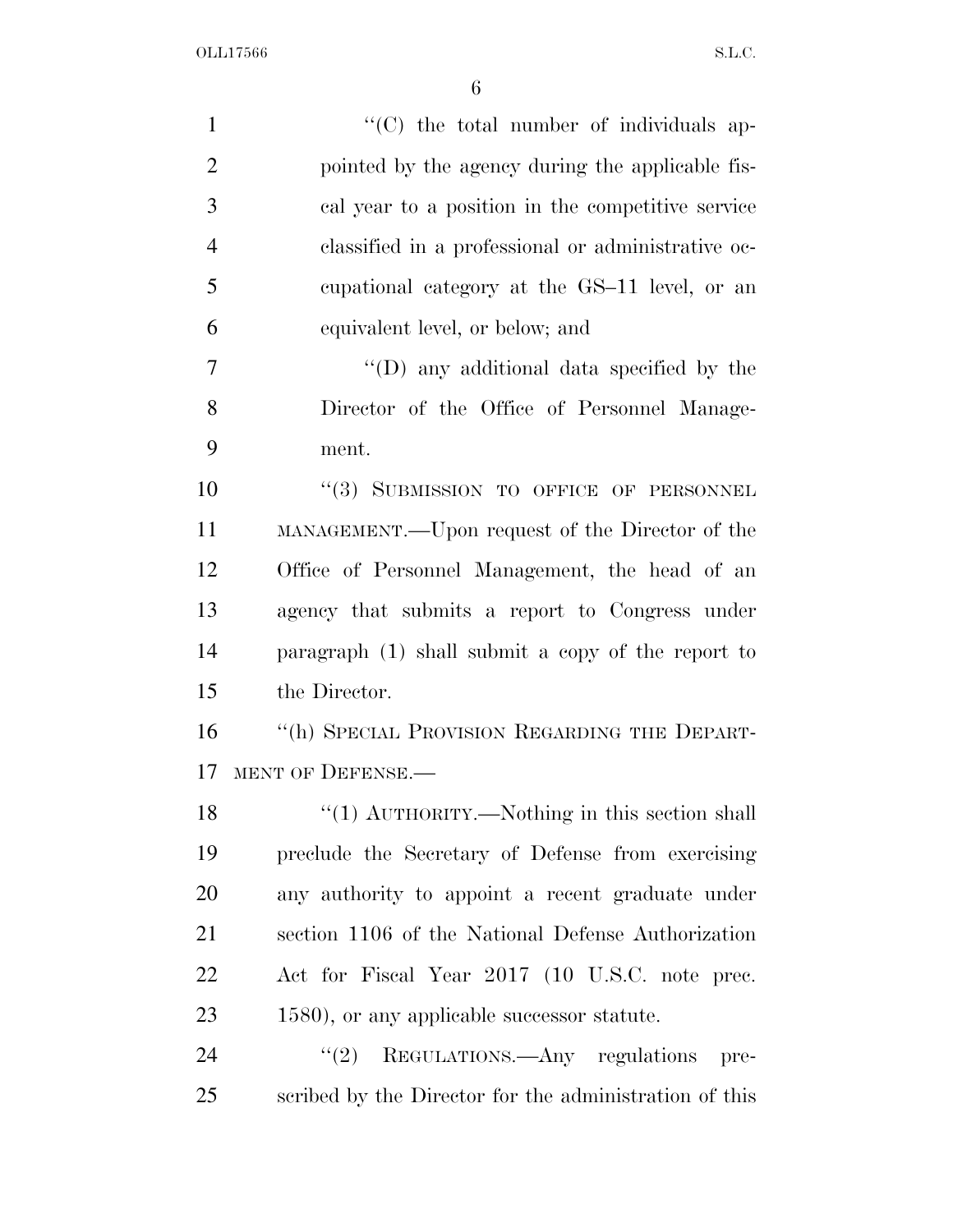"(C) the total number of individuals appointed by the agency during the applicable fiscal year to a position in the competitive service classified in a professional or administrative occupational category at the GS–11 level, or an equivalent level, or below; and

"(D) any additional data specified by the Director of the Office of Personnel Management.

"(3) SUBMISSION TO OFFICE OF PERSONNEL MANAGEMENT.—Upon request of the Director of the Office of Personnel Management, the head of an agency that submits a report to Congress under paragraph (1) shall submit a copy of the report to the Director.

"(h) SPECIAL PROVISION REGARDING THE DEPARTMENT OF DEFENSE.—

"(1) AUTHORITY.—Nothing in this section shall preclude the Secretary of Defense from exercising any authority to appoint a recent graduate under section 1106 of the National Defense Authorization Act for Fiscal Year 2017 (10 U.S.C. note prec. 1580), or any applicable successor statute.

"(2) REGULATIONS.—Any regulations prescribed by the Director for the administration of this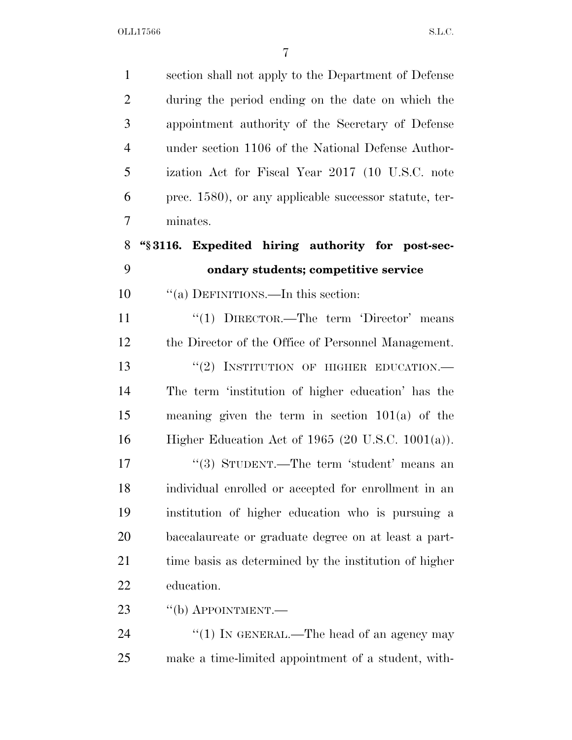section shall not apply to the Department of Defense during the period ending on the date on which the appointment authority of the Secretary of Defense under section 1106 of the National Defense Authorization Act for Fiscal Year 2017 (10 U.S.C. note prec. 1580), or any applicable successor statute, terminates.

**"§ 3116. Expedited hiring authority for post-secondary students; competitive service**

"(a) DEFINITIONS.—In this section:

"(1) DIRECTOR.—The term 'Director' means the Director of the Office of Personnel Management.

"(2) INSTITUTION OF HIGHER EDUCATION.—The term 'institution of higher education' has the meaning given the term in section 101(a) of the Higher Education Act of 1965 (20 U.S.C. 1001(a)).

"(3) STUDENT.—The term 'student' means an individual enrolled or accepted for enrollment in an institution of higher education who is pursuing a baccalaureate or graduate degree on at least a part-time basis as determined by the institution of higher education.

"(b) APPOINTMENT.—

"(1) IN GENERAL.—The head of an agency may make a time-limited appointment of a student, with-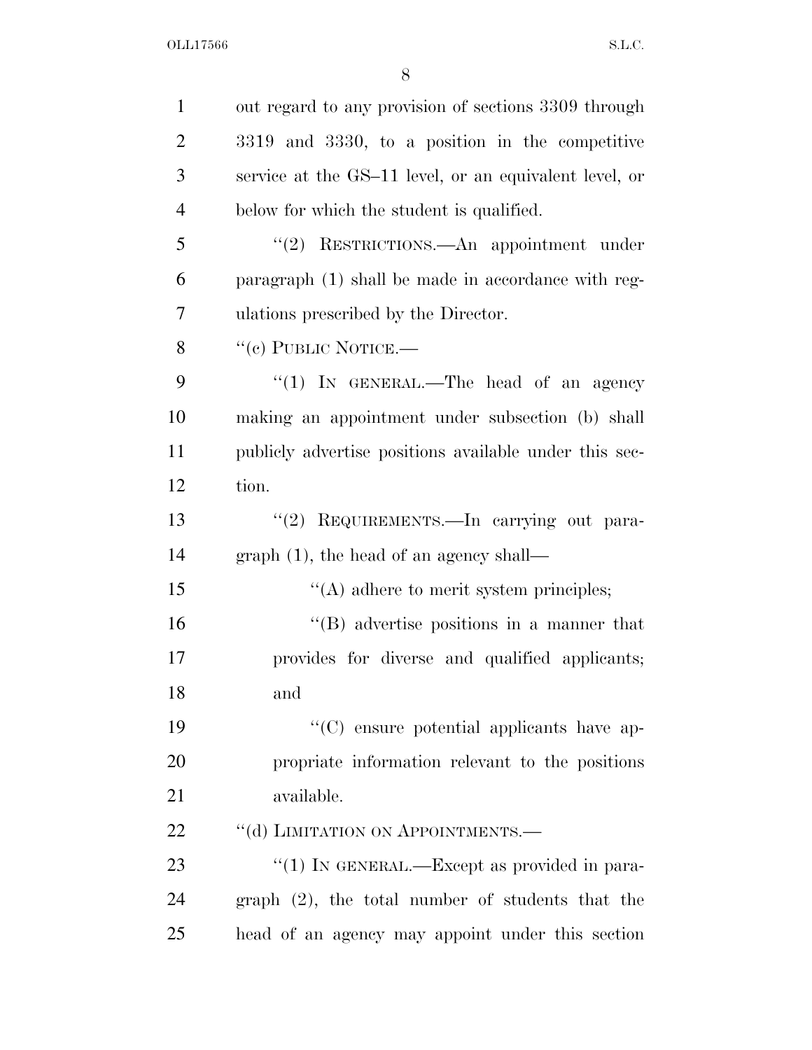out regard to any provision of sections 3309 through 3319 and 3330, to a position in the competitive service at the GS–11 level, or an equivalent level, or below for which the student is qualified.

"(2) RESTRICTIONS.—An appointment under paragraph (1) shall be made in accordance with regulations prescribed by the Director.

"(c) PUBLIC NOTICE.—

"(1) IN GENERAL.—The head of an agency making an appointment under subsection (b) shall publicly advertise positions available under this section.

"(2) REQUIREMENTS.—In carrying out paragraph (1), the head of an agency shall—

"(A) adhere to merit system principles;

"(B) advertise positions in a manner that provides for diverse and qualified applicants; and

"(C) ensure potential applicants have appropriate information relevant to the positions available.

"(d) LIMITATION ON APPOINTMENTS.—

"(1) IN GENERAL.—Except as provided in paragraph (2), the total number of students that the head of an agency may appoint under this section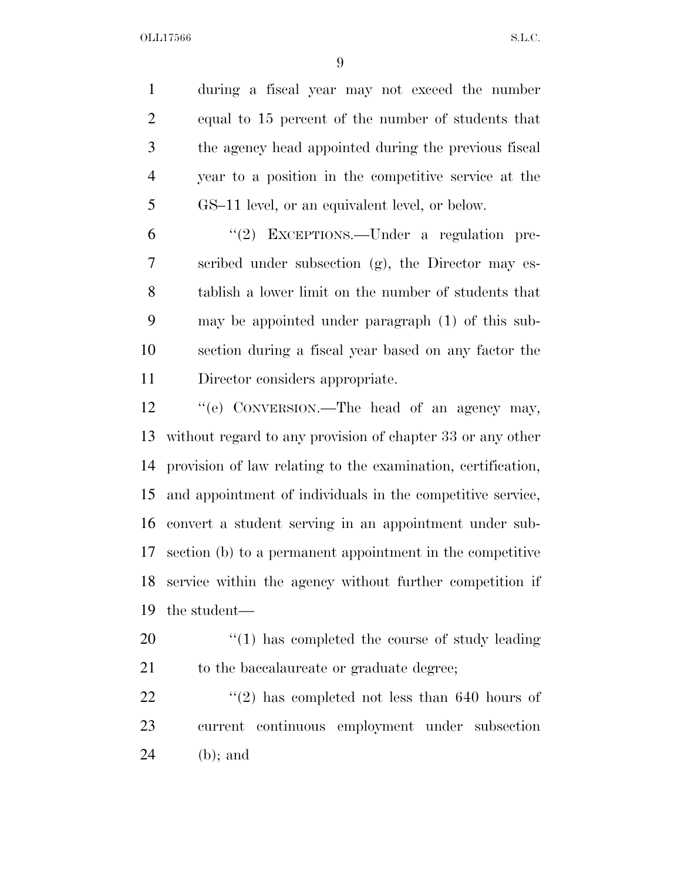during a fiscal year may not exceed the number equal to 15 percent of the number of students that the agency head appointed during the previous fiscal year to a position in the competitive service at the GS–11 level, or an equivalent level, or below.

"(2) EXCEPTIONS.—Under a regulation prescribed under subsection (g), the Director may establish a lower limit on the number of students that may be appointed under paragraph (1) of this subsection during a fiscal year based on any factor the Director considers appropriate.

"(e) CONVERSION.—The head of an agency may, without regard to any provision of chapter 33 or any other provision of law relating to the examination, certification, and appointment of individuals in the competitive service, convert a student serving in an appointment under subsection (b) to a permanent appointment in the competitive service within the agency without further competition if the student—

"(1) has completed the course of study leading to the baccalaureate or graduate degree;

"(2) has completed not less than 640 hours of current continuous employment under subsection (b); and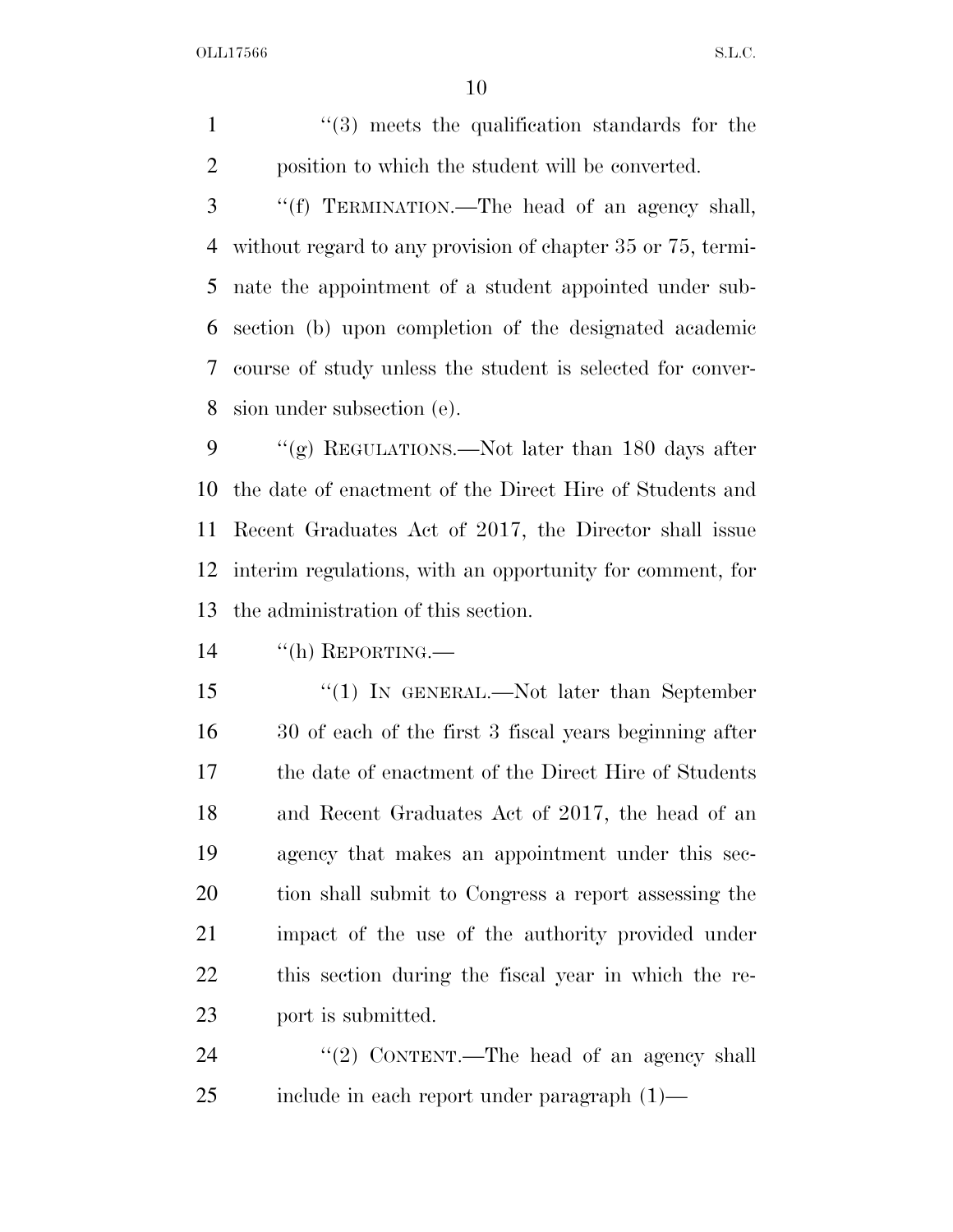''(3) meets the qualification standards for the position to which the student will be converted.

''(f) TERMINATION.—The head of an agency shall, without regard to any provision of chapter 35 or 75, terminate the appointment of a student appointed under subsection (b) upon completion of the designated academic course of study unless the student is selected for conversion under subsection (e).

''(g) REGULATIONS.—Not later than 180 days after the date of enactment of the Direct Hire of Students and Recent Graduates Act of 2017, the Director shall issue interim regulations, with an opportunity for comment, for the administration of this section.

''(h) REPORTING.—

''(1) IN GENERAL.—Not later than September 30 of each of the first 3 fiscal years beginning after the date of enactment of the Direct Hire of Students and Recent Graduates Act of 2017, the head of an agency that makes an appointment under this section shall submit to Congress a report assessing the impact of the use of the authority provided under this section during the fiscal year in which the report is submitted.

''(2) CONTENT.—The head of an agency shall include in each report under paragraph (1)—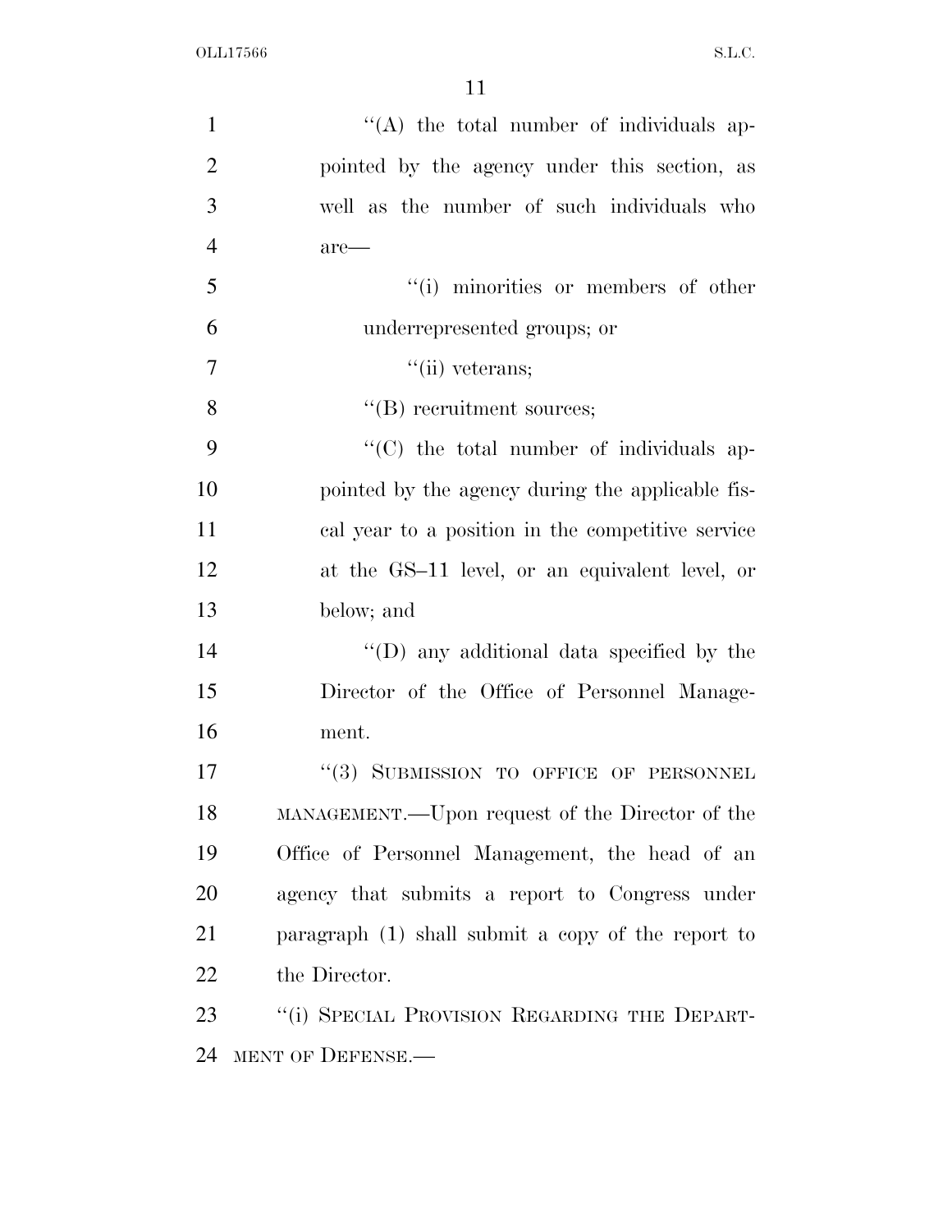''(A) the total number of individuals appointed by the agency under this section, as well as the number of such individuals who are—

''(i) minorities or members of other underrepresented groups; or

''(ii) veterans;

''(B) recruitment sources;

''(C) the total number of individuals appointed by the agency during the applicable fiscal year to a position in the competitive service at the GS–11 level, or an equivalent level, or below; and

''(D) any additional data specified by the Director of the Office of Personnel Management.

''(3) SUBMISSION TO OFFICE OF PERSONNEL MANAGEMENT.—Upon request of the Director of the Office of Personnel Management, the head of an agency that submits a report to Congress under paragraph (1) shall submit a copy of the report to the Director.

''(i) SPECIAL PROVISION REGARDING THE DEPARTMENT OF DEFENSE.—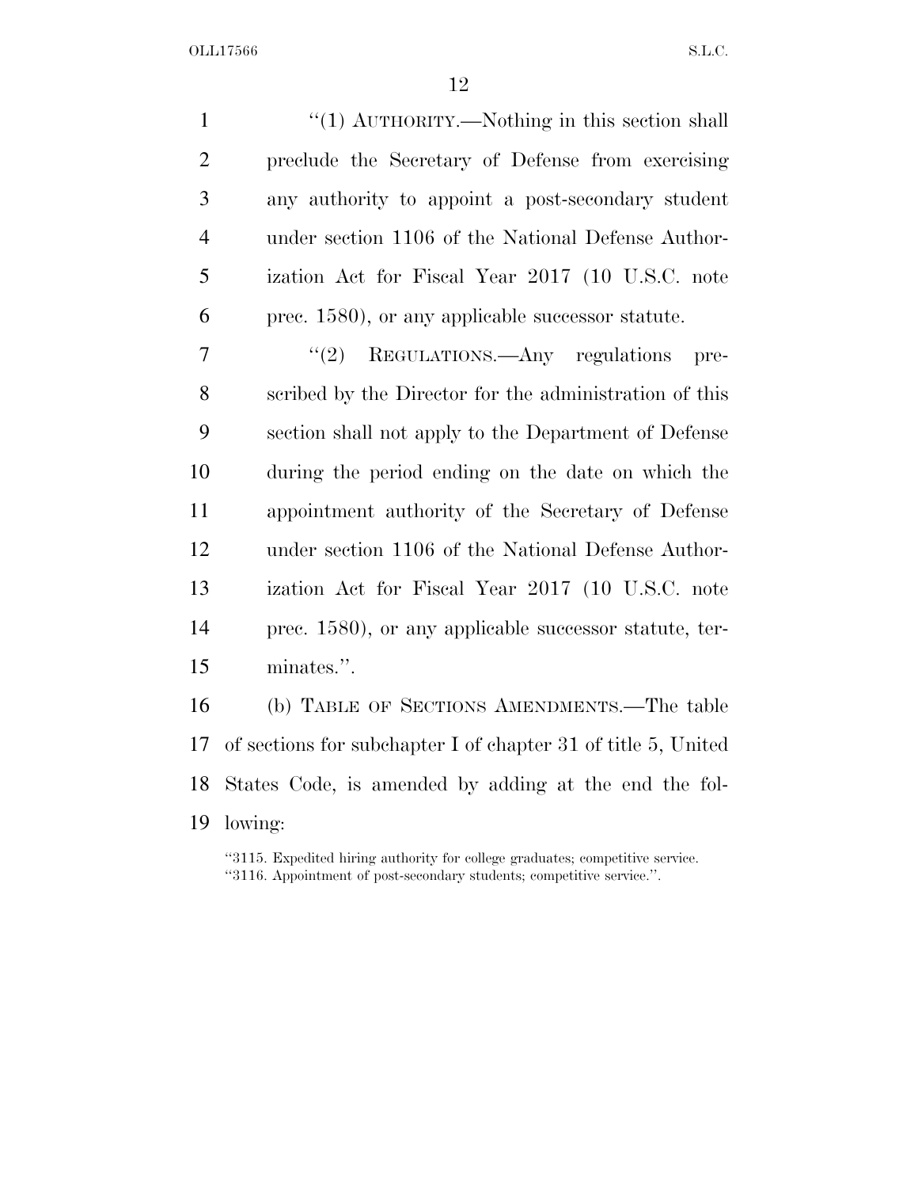"(1) AUTHORITY.—Nothing in this section shall preclude the Secretary of Defense from exercising any authority to appoint a post-secondary student under section 1106 of the National Defense Authorization Act for Fiscal Year 2017 (10 U.S.C. note prec. 1580), or any applicable successor statute.

"(2) REGULATIONS.—Any regulations prescribed by the Director for the administration of this section shall not apply to the Department of Defense during the period ending on the date on which the appointment authority of the Secretary of Defense under section 1106 of the National Defense Authorization Act for Fiscal Year 2017 (10 U.S.C. note prec. 1580), or any applicable successor statute, terminates.".

(b) TABLE OF SECTIONS AMENDMENTS.—The table of sections for subchapter I of chapter 31 of title 5, United States Code, is amended by adding at the end the following:

"3115. Expedited hiring authority for college graduates; competitive service.
"3116. Appointment of post-secondary students; competitive service.".